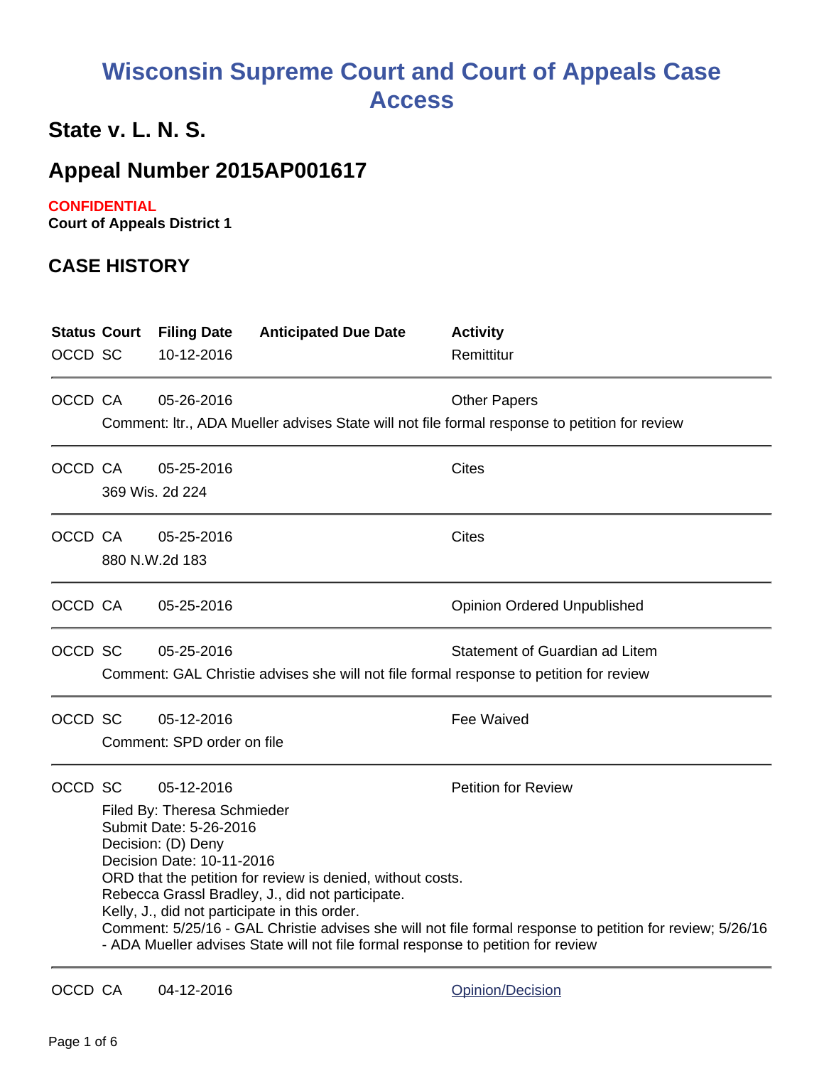# Wisconsin Supreme Court and Court of Appeals Case Access

## State v. L. N. S.

## Appeal Number 2015AP001617

**CONFIDENTIAL**

**Court of Appeals District 1**

## CASE HISTORY

| Status | Court | Filing Date | Anticipated Due Date | Activity |
|---|---|---|---|---|
| OCCD | SC | 10-12-2016 | | Remittitur |
| OCCD | CA | 05-26-2016 | | Other Papers |
| | Comment: ltr., ADA Mueller advises State will not file formal response to petition for review | | | |
| OCCD | CA | 05-25-2016 | | Cites |
| | 369 Wis. 2d 224 | | | |
| OCCD | CA | 05-25-2016 | | Cites |
| | 880 N.W.2d 183 | | | |
| OCCD | CA | 05-25-2016 | | Opinion Ordered Unpublished |
| OCCD | SC | 05-25-2016 | | Statement of Guardian ad Litem |
| | Comment: GAL Christie advises she will not file formal response to petition for review | | | |
| OCCD | SC | 05-12-2016 | | Fee Waived |
| | Comment: SPD order on file | | | |
| OCCD | SC | 05-12-2016 | | Petition for Review |
| | Filed By: Theresa Schmieder<br>Submit Date: 5-26-2016<br>Decision: (D) Deny<br>Decision Date: 10-11-2016<br>ORD that the petition for review is denied, without costs.<br>Rebecca Grassl Bradley, J., did not participate.<br>Kelly, J., did not participate in this order.<br>Comment: 5/25/16 - GAL Christie advises she will not file formal response to petition for review; 5/26/16 - ADA Mueller advises State will not file formal response to petition for review | | | |
| OCCD | CA | 04-12-2016 | | Opinion/Decision |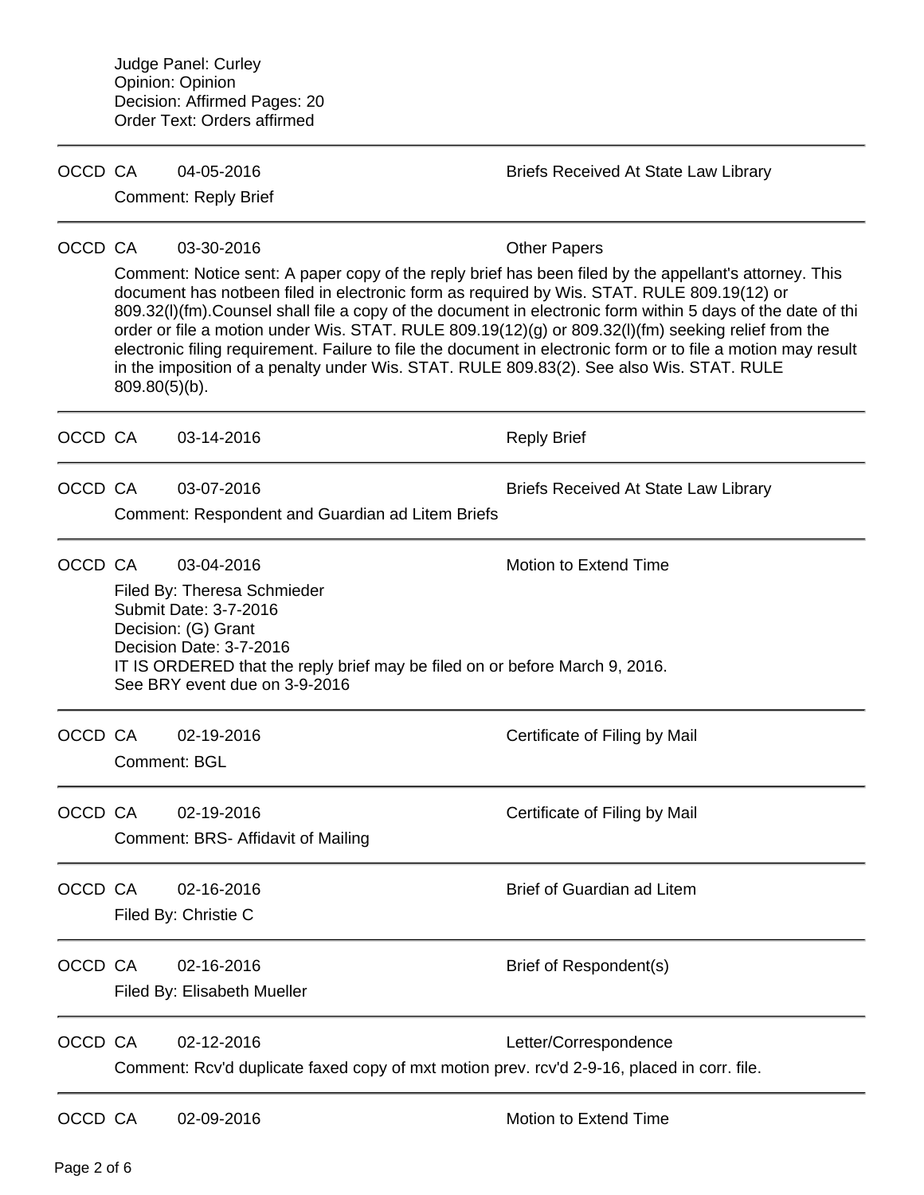Judge Panel: Curley
Opinion: Opinion
Decision: Affirmed Pages: 20
Order Text: Orders affirmed

---

OCCD CA 04-05-2016 Briefs Received At State Law Library

Comment: Reply Brief

---

OCCD CA 03-30-2016 Other Papers

Comment: Notice sent: A paper copy of the reply brief has been filed by the appellant's attorney. This document has notbeen filed in electronic form as required by Wis. STAT. RULE 809.19(12) or 809.32(l)(fm).Counsel shall file a copy of the document in electronic form within 5 days of the date of thi order or file a motion under Wis. STAT. RULE 809.19(12)(g) or 809.32(l)(fm) seeking relief from the electronic filing requirement. Failure to file the document in electronic form or to file a motion may result in the imposition of a penalty under Wis. STAT. RULE 809.83(2). See also Wis. STAT. RULE 809.80(5)(b).

---

OCCD CA 03-14-2016 Reply Brief

---

OCCD CA 03-07-2016 Briefs Received At State Law Library

Comment: Respondent and Guardian ad Litem Briefs

---

OCCD CA 03-04-2016 Motion to Extend Time

Filed By: Theresa Schmieder
Submit Date: 3-7-2016
Decision: (G) Grant
Decision Date: 3-7-2016
IT IS ORDERED that the reply brief may be filed on or before March 9, 2016.
See BRY event due on 3-9-2016

---

OCCD CA 02-19-2016 Certificate of Filing by Mail

Comment: BGL

---

OCCD CA 02-19-2016 Certificate of Filing by Mail

Comment: BRS- Affidavit of Mailing

---

OCCD CA 02-16-2016 Brief of Guardian ad Litem

Filed By: Christie C

---

OCCD CA 02-16-2016 Brief of Respondent(s)

Filed By: Elisabeth Mueller

---

OCCD CA 02-12-2016 Letter/Correspondence

Comment: Rcv'd duplicate faxed copy of mxt motion prev. rcv'd 2-9-16, placed in corr. file.

---

OCCD CA 02-09-2016 Motion to Extend Time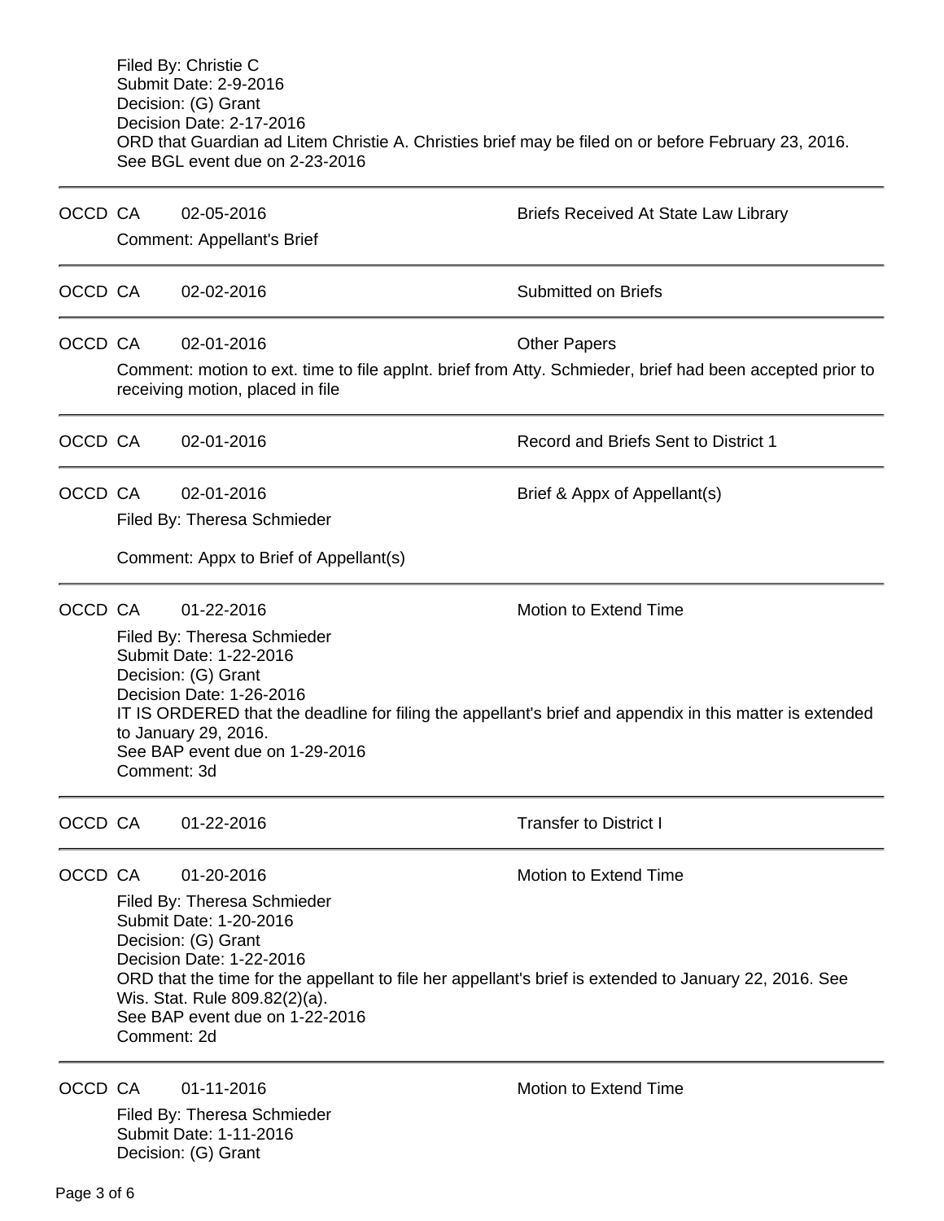Filed By: Christie C
Submit Date: 2-9-2016
Decision: (G) Grant
Decision Date: 2-17-2016
ORD that Guardian ad Litem Christie A. Christies brief may be filed on or before February 23, 2016.
See BGL event due on 2-23-2016

---

OCCD CA 02-05-2016 Briefs Received At State Law Library

Comment: Appellant's Brief

---

OCCD CA 02-02-2016 Submitted on Briefs

---

OCCD CA 02-01-2016 Other Papers

Comment: motion to ext. time to file applnt. brief from Atty. Schmieder, brief had been accepted prior to receiving motion, placed in file

---

OCCD CA 02-01-2016 Record and Briefs Sent to District 1

---

OCCD CA 02-01-2016 Brief & Appx of Appellant(s)

Filed By: Theresa Schmieder

Comment: Appx to Brief of Appellant(s)

---

OCCD CA 01-22-2016 Motion to Extend Time

Filed By: Theresa Schmieder
Submit Date: 1-22-2016
Decision: (G) Grant
Decision Date: 1-26-2016
IT IS ORDERED that the deadline for filing the appellant's brief and appendix in this matter is extended to January 29, 2016.
See BAP event due on 1-29-2016
Comment: 3d

---

OCCD CA 01-22-2016 Transfer to District I

---

OCCD CA 01-20-2016 Motion to Extend Time

Filed By: Theresa Schmieder
Submit Date: 1-20-2016
Decision: (G) Grant
Decision Date: 1-22-2016
ORD that the time for the appellant to file her appellant's brief is extended to January 22, 2016. See Wis. Stat. Rule 809.82(2)(a).
See BAP event due on 1-22-2016
Comment: 2d

---

OCCD CA 01-11-2016 Motion to Extend Time

Filed By: Theresa Schmieder
Submit Date: 1-11-2016
Decision: (G) Grant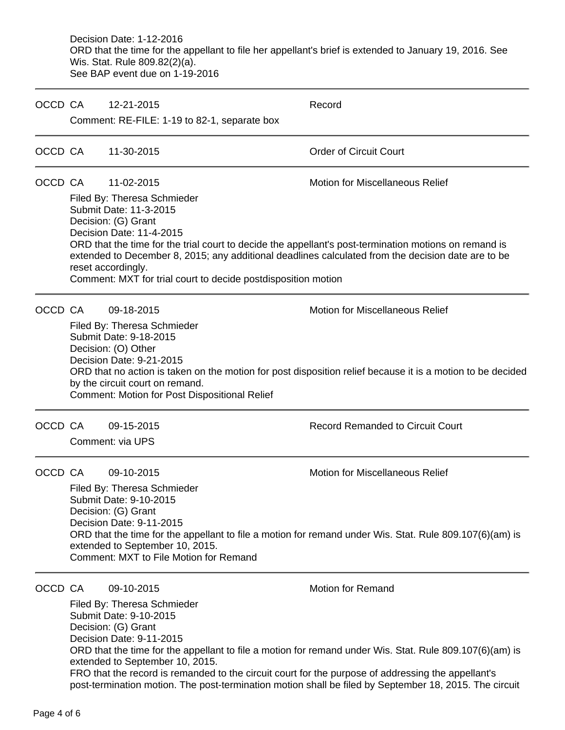Decision Date: 1-12-2016
ORD that the time for the appellant to file her appellant's brief is extended to January 19, 2016. See Wis. Stat. Rule 809.82(2)(a).
See BAP event due on 1-19-2016

---

OCCD CA 12-21-2015 Record

Comment: RE-FILE: 1-19 to 82-1, separate box

---

OCCD CA 11-30-2015 Order of Circuit Court

---

OCCD CA 11-02-2015 Motion for Miscellaneous Relief

Filed By: Theresa Schmieder
Submit Date: 11-3-2015
Decision: (G) Grant
Decision Date: 11-4-2015
ORD that the time for the trial court to decide the appellant's post-termination motions on remand is extended to December 8, 2015; any additional deadlines calculated from the decision date are to be reset accordingly.
Comment: MXT for trial court to decide postdisposition motion

---

OCCD CA 09-18-2015 Motion for Miscellaneous Relief

Filed By: Theresa Schmieder
Submit Date: 9-18-2015
Decision: (O) Other
Decision Date: 9-21-2015
ORD that no action is taken on the motion for post disposition relief because it is a motion to be decided by the circuit court on remand.
Comment: Motion for Post Dispositional Relief

---

OCCD CA 09-15-2015 Record Remanded to Circuit Court

Comment: via UPS

---

OCCD CA 09-10-2015 Motion for Miscellaneous Relief

Filed By: Theresa Schmieder
Submit Date: 9-10-2015
Decision: (G) Grant
Decision Date: 9-11-2015
ORD that the time for the appellant to file a motion for remand under Wis. Stat. Rule 809.107(6)(am) is extended to September 10, 2015.
Comment: MXT to File Motion for Remand

---

OCCD CA 09-10-2015 Motion for Remand

Filed By: Theresa Schmieder
Submit Date: 9-10-2015
Decision: (G) Grant
Decision Date: 9-11-2015
ORD that the time for the appellant to file a motion for remand under Wis. Stat. Rule 809.107(6)(am) is extended to September 10, 2015.
FRO that the record is remanded to the circuit court for the purpose of addressing the appellant's post-termination motion. The post-termination motion shall be filed by September 18, 2015. The circuit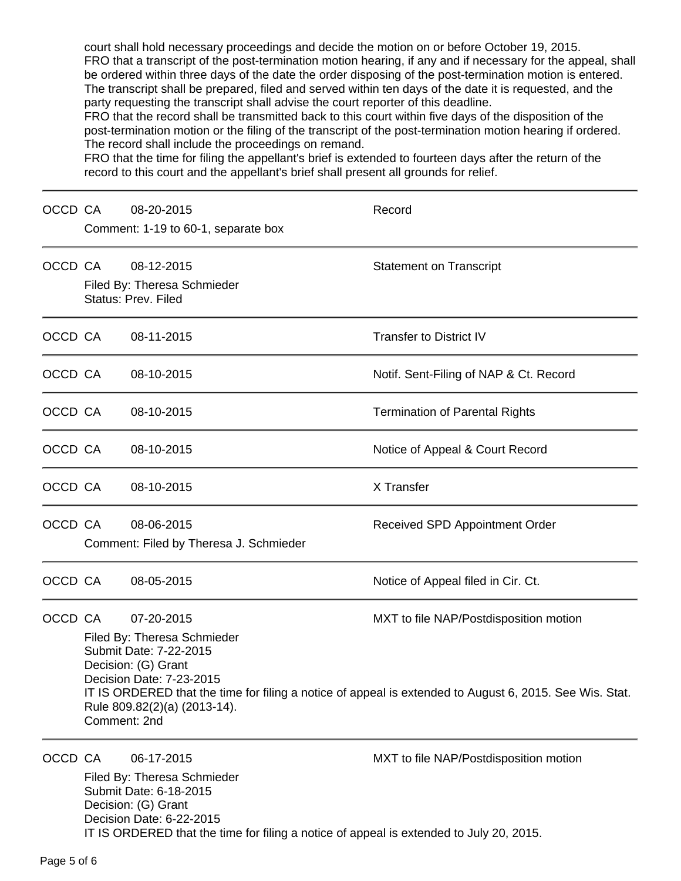court shall hold necessary proceedings and decide the motion on or before October 19, 2015.
FRO that a transcript of the post-termination motion hearing, if any and if necessary for the appeal, shall be ordered within three days of the date the order disposing of the post-termination motion is entered. The transcript shall be prepared, filed and served within ten days of the date it is requested, and the party requesting the transcript shall advise the court reporter of this deadline.
FRO that the record shall be transmitted back to this court within five days of the disposition of the post-termination motion or the filing of the transcript of the post-termination motion hearing if ordered. The record shall include the proceedings on remand.
FRO that the time for filing the appellant's brief is extended to fourteen days after the return of the record to this court and the appellant's brief shall present all grounds for relief.

---

OCCD CA 08-20-2015 Record
Comment: 1-19 to 60-1, separate box

---

OCCD CA 08-12-2015 Statement on Transcript
Filed By: Theresa Schmieder
Status: Prev. Filed

---

OCCD CA 08-11-2015 Transfer to District IV

---

OCCD CA 08-10-2015 Notif. Sent-Filing of NAP & Ct. Record

---

OCCD CA 08-10-2015 Termination of Parental Rights

---

OCCD CA 08-10-2015 Notice of Appeal & Court Record

---

OCCD CA 08-10-2015 X Transfer

---

OCCD CA 08-06-2015 Received SPD Appointment Order
Comment: Filed by Theresa J. Schmieder

---

OCCD CA 08-05-2015 Notice of Appeal filed in Cir. Ct.

---

OCCD CA 07-20-2015 MXT to file NAP/Postdisposition motion
Filed By: Theresa Schmieder
Submit Date: 7-22-2015
Decision: (G) Grant
Decision Date: 7-23-2015
IT IS ORDERED that the time for filing a notice of appeal is extended to August 6, 2015. See Wis. Stat. Rule 809.82(2)(a) (2013-14).
Comment: 2nd

---

OCCD CA 06-17-2015 MXT to file NAP/Postdisposition motion
Filed By: Theresa Schmieder
Submit Date: 6-18-2015
Decision: (G) Grant
Decision Date: 6-22-2015
IT IS ORDERED that the time for filing a notice of appeal is extended to July 20, 2015.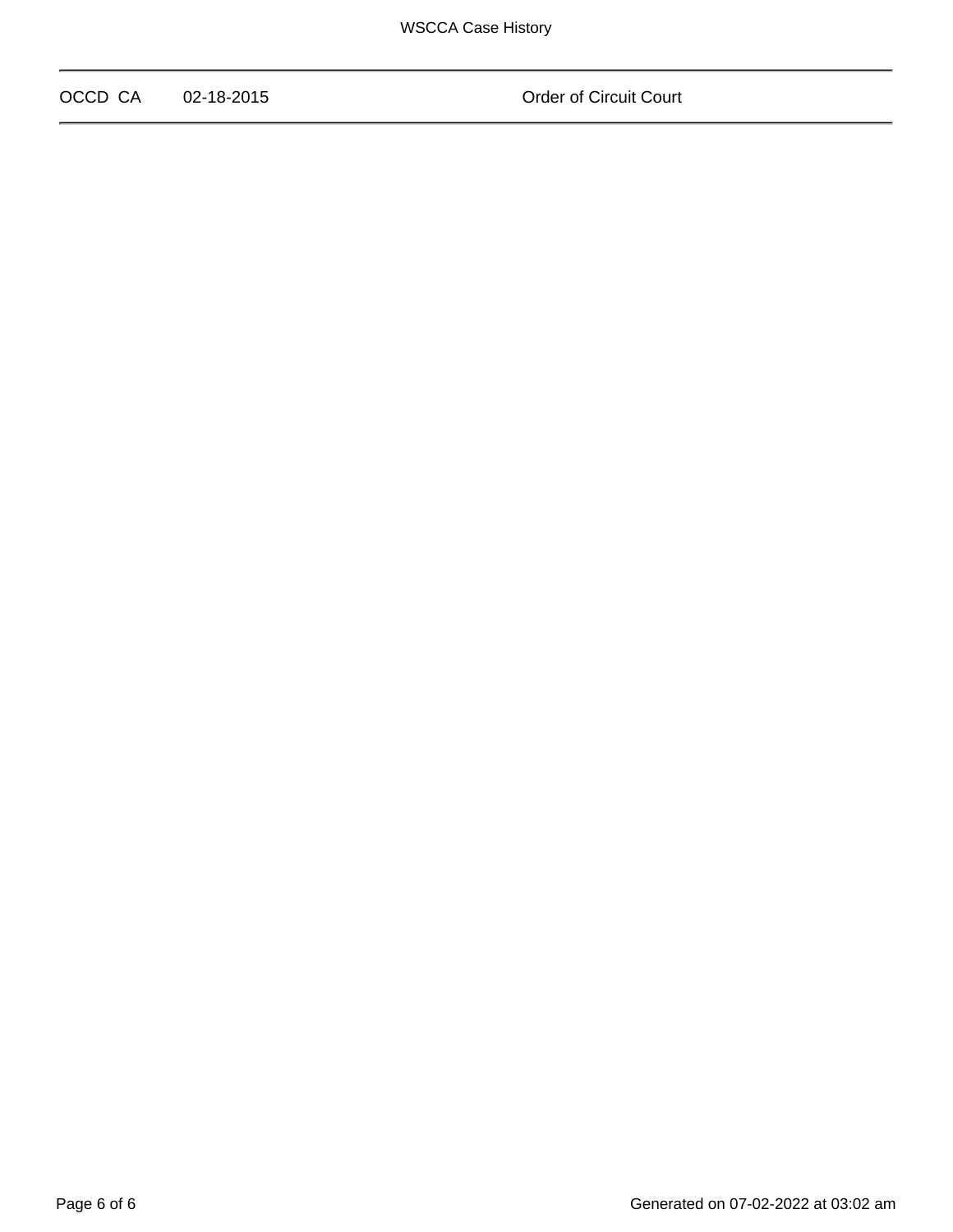| | | |
|---|---|---|
| OCCD CA | 02-18-2015 | Order of Circuit Court |